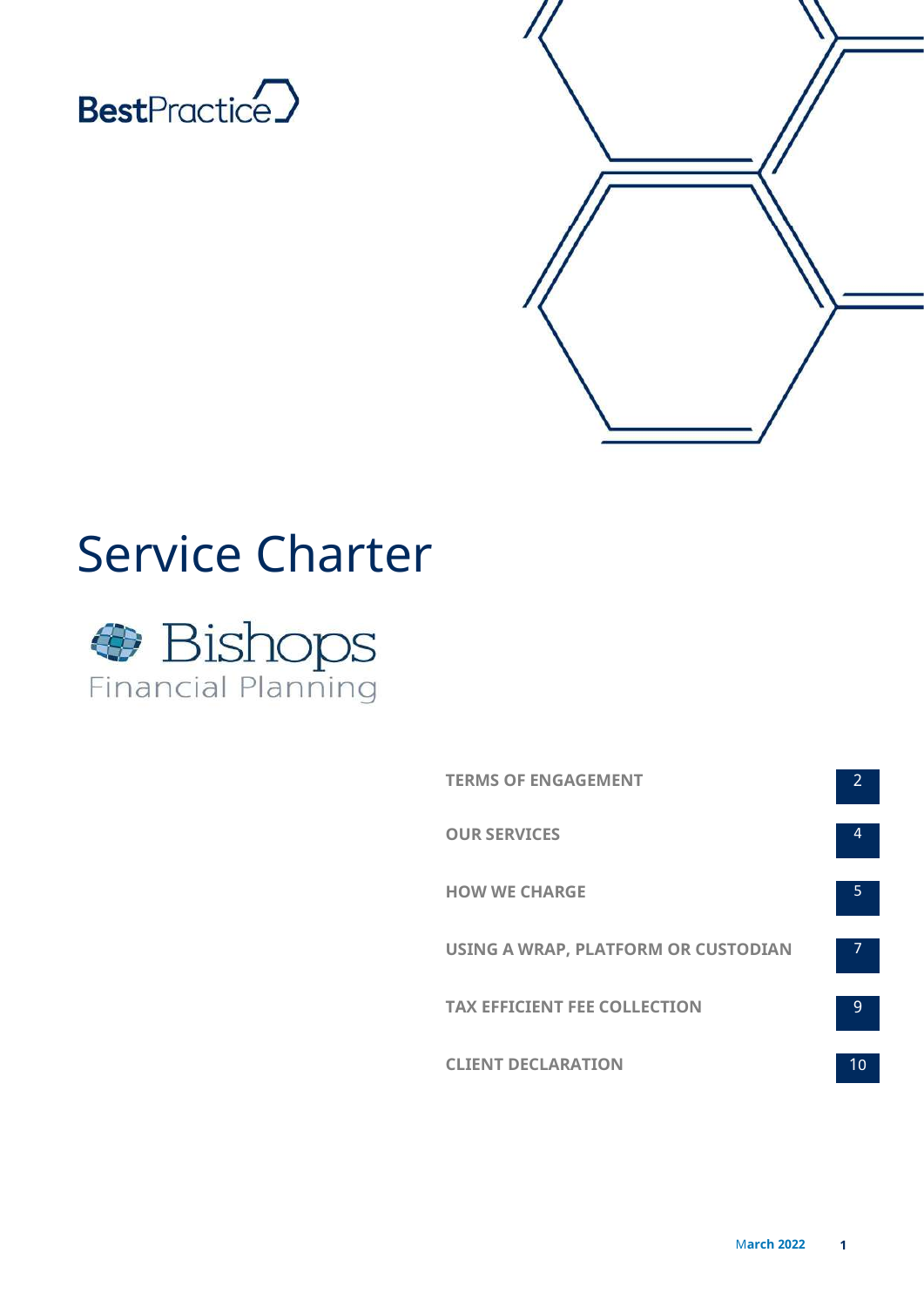BestPractice

# Service Charter

Bishops
Financial Planning

| | |
|---|---|
| TERMS OF ENGAGEMENT | 2 |
| OUR SERVICES | 4 |
| HOW WE CHARGE | 5 |
| USING A WRAP, PLATFORM OR CUSTODIAN | 7 |
| TAX EFFICIENT FEE COLLECTION | 9 |
| CLIENT DECLARATION | 10 |

March 2022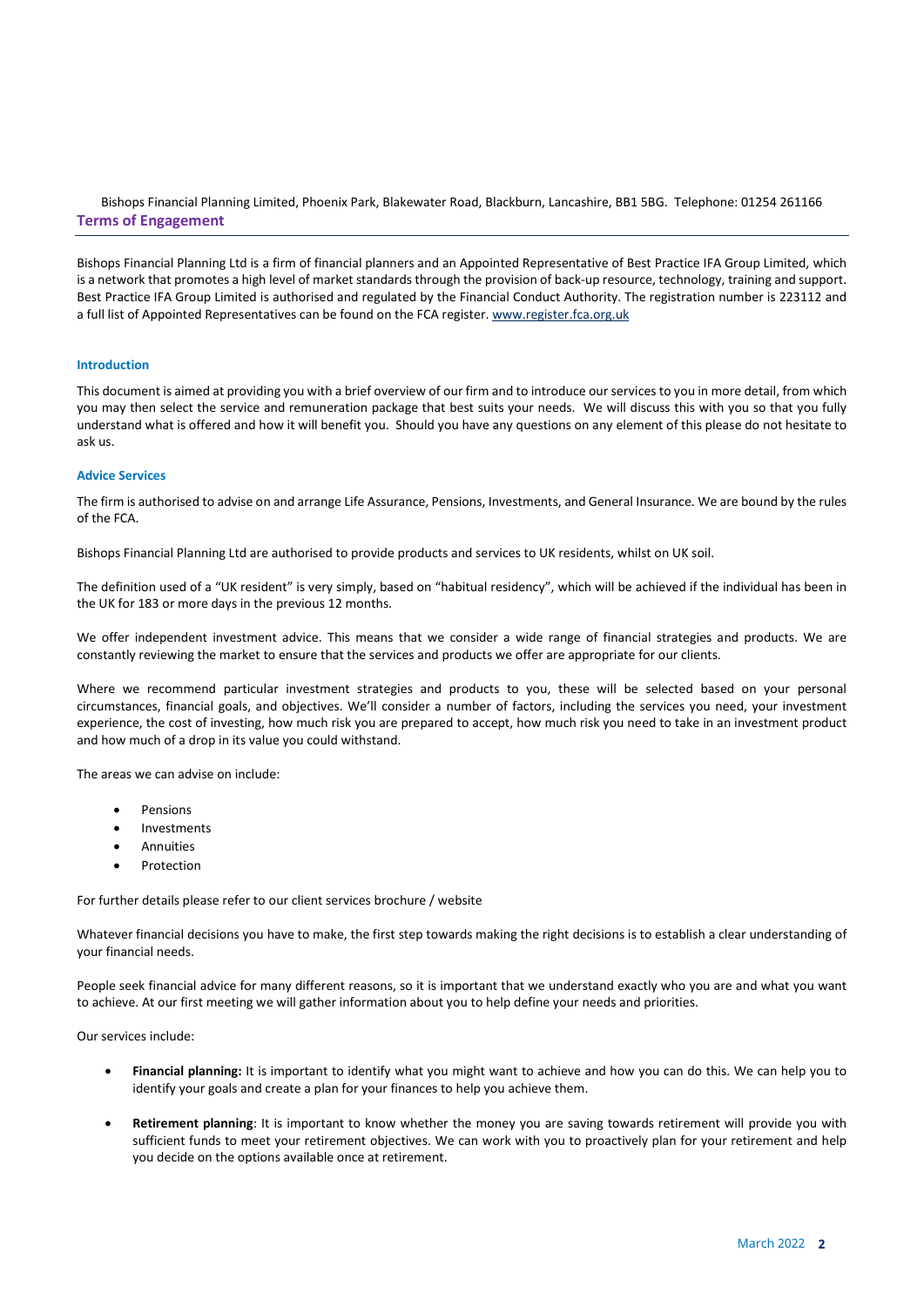Bishops Financial Planning Limited, Phoenix Park, Blakewater Road, Blackburn, Lancashire, BB1 5BG. Telephone: 01254 261166

## Terms of Engagement

Bishops Financial Planning Ltd is a firm of financial planners and an Appointed Representative of Best Practice IFA Group Limited, which is a network that promotes a high level of market standards through the provision of back-up resource, technology, training and support. Best Practice IFA Group Limited is authorised and regulated by the Financial Conduct Authority. The registration number is 223112 and a full list of Appointed Representatives can be found on the FCA register. www.register.fca.org.uk

### Introduction

This document is aimed at providing you with a brief overview of our firm and to introduce our services to you in more detail, from which you may then select the service and remuneration package that best suits your needs. We will discuss this with you so that you fully understand what is offered and how it will benefit you. Should you have any questions on any element of this please do not hesitate to ask us.

### Advice Services

The firm is authorised to advise on and arrange Life Assurance, Pensions, Investments, and General Insurance. We are bound by the rules of the FCA.

Bishops Financial Planning Ltd are authorised to provide products and services to UK residents, whilst on UK soil.

The definition used of a "UK resident" is very simply, based on "habitual residency", which will be achieved if the individual has been in the UK for 183 or more days in the previous 12 months.

We offer independent investment advice. This means that we consider a wide range of financial strategies and products. We are constantly reviewing the market to ensure that the services and products we offer are appropriate for our clients.

Where we recommend particular investment strategies and products to you, these will be selected based on your personal circumstances, financial goals, and objectives. We'll consider a number of factors, including the services you need, your investment experience, the cost of investing, how much risk you are prepared to accept, how much risk you need to take in an investment product and how much of a drop in its value you could withstand.

The areas we can advise on include:

- Pensions
- Investments
- Annuities
- Protection

For further details please refer to our client services brochure / website

Whatever financial decisions you have to make, the first step towards making the right decisions is to establish a clear understanding of your financial needs.

People seek financial advice for many different reasons, so it is important that we understand exactly who you are and what you want to achieve. At our first meeting we will gather information about you to help define your needs and priorities.

Our services include:

- **Financial planning:** It is important to identify what you might want to achieve and how you can do this. We can help you to identify your goals and create a plan for your finances to help you achieve them.
- **Retirement planning**: It is important to know whether the money you are saving towards retirement will provide you with sufficient funds to meet your retirement objectives. We can work with you to proactively plan for your retirement and help you decide on the options available once at retirement.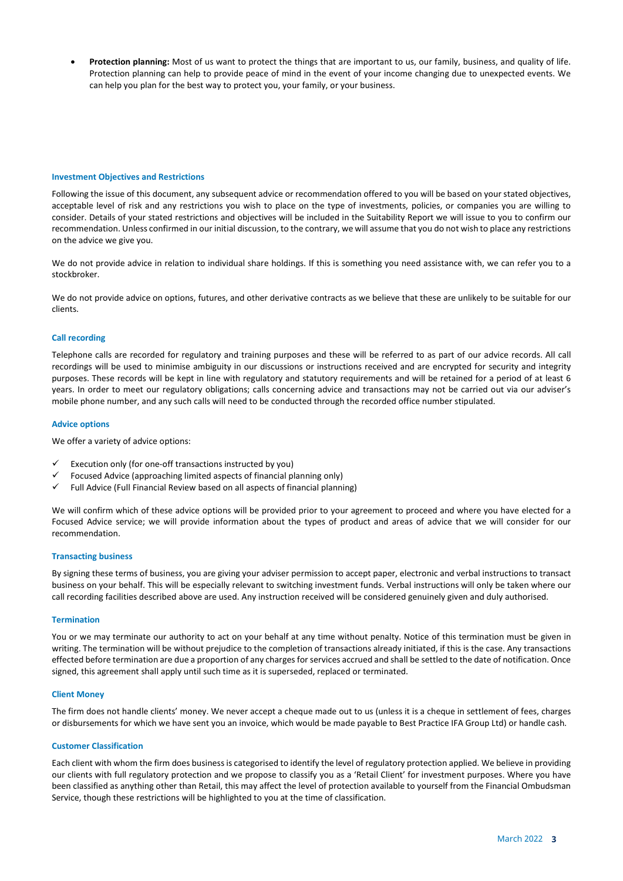- **Protection planning:** Most of us want to protect the things that are important to us, our family, business, and quality of life. Protection planning can help to provide peace of mind in the event of your income changing due to unexpected events. We can help you plan for the best way to protect you, your family, or your business.

### Investment Objectives and Restrictions

Following the issue of this document, any subsequent advice or recommendation offered to you will be based on your stated objectives, acceptable level of risk and any restrictions you wish to place on the type of investments, policies, or companies you are willing to consider. Details of your stated restrictions and objectives will be included in the Suitability Report we will issue to you to confirm our recommendation. Unless confirmed in our initial discussion, to the contrary, we will assume that you do not wish to place any restrictions on the advice we give you.

We do not provide advice in relation to individual share holdings. If this is something you need assistance with, we can refer you to a stockbroker.

We do not provide advice on options, futures, and other derivative contracts as we believe that these are unlikely to be suitable for our clients.

### Call recording

Telephone calls are recorded for regulatory and training purposes and these will be referred to as part of our advice records. All call recordings will be used to minimise ambiguity in our discussions or instructions received and are encrypted for security and integrity purposes. These records will be kept in line with regulatory and statutory requirements and will be retained for a period of at least 6 years. In order to meet our regulatory obligations; calls concerning advice and transactions may not be carried out via our adviser's mobile phone number, and any such calls will need to be conducted through the recorded office number stipulated.

### Advice options

We offer a variety of advice options:

- ✓ Execution only (for one-off transactions instructed by you)
- ✓ Focused Advice (approaching limited aspects of financial planning only)
- ✓ Full Advice (Full Financial Review based on all aspects of financial planning)

We will confirm which of these advice options will be provided prior to your agreement to proceed and where you have elected for a Focused Advice service; we will provide information about the types of product and areas of advice that we will consider for our recommendation.

### Transacting business

By signing these terms of business, you are giving your adviser permission to accept paper, electronic and verbal instructions to transact business on your behalf. This will be especially relevant to switching investment funds. Verbal instructions will only be taken where our call recording facilities described above are used. Any instruction received will be considered genuinely given and duly authorised.

### Termination

You or we may terminate our authority to act on your behalf at any time without penalty. Notice of this termination must be given in writing. The termination will be without prejudice to the completion of transactions already initiated, if this is the case. Any transactions effected before termination are due a proportion of any charges for services accrued and shall be settled to the date of notification. Once signed, this agreement shall apply until such time as it is superseded, replaced or terminated.

### Client Money

The firm does not handle clients' money. We never accept a cheque made out to us (unless it is a cheque in settlement of fees, charges or disbursements for which we have sent you an invoice, which would be made payable to Best Practice IFA Group Ltd) or handle cash.

### Customer Classification

Each client with whom the firm does business is categorised to identify the level of regulatory protection applied. We believe in providing our clients with full regulatory protection and we propose to classify you as a 'Retail Client' for investment purposes. Where you have been classified as anything other than Retail, this may affect the level of protection available to yourself from the Financial Ombudsman Service, though these restrictions will be highlighted to you at the time of classification.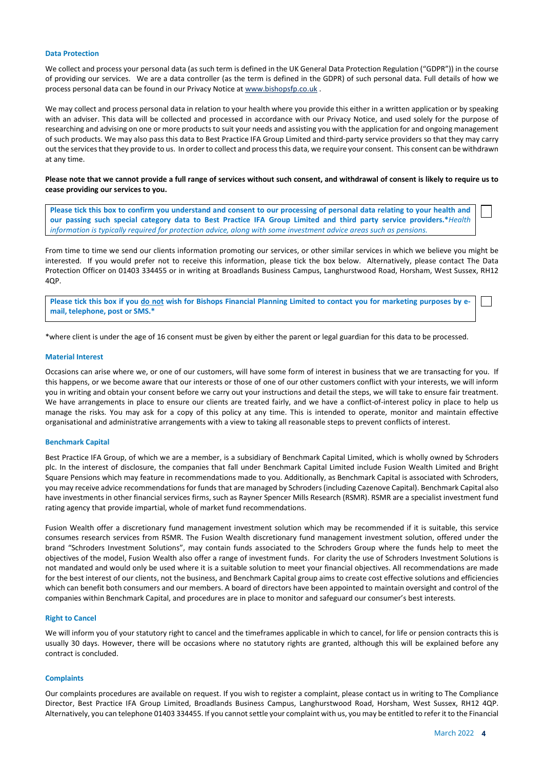### Data Protection

We collect and process your personal data (as such term is defined in the UK General Data Protection Regulation ("GDPR")) in the course of providing our services. We are a data controller (as the term is defined in the GDPR) of such personal data. Full details of how we process personal data can be found in our Privacy Notice at [www.bishopsfp.co.uk](http://www.bishopsfp.co.uk) .

We may collect and process personal data in relation to your health where you provide this either in a written application or by speaking with an adviser. This data will be collected and processed in accordance with our Privacy Notice, and used solely for the purpose of researching and advising on one or more products to suit your needs and assisting you with the application for and ongoing management of such products. We may also pass this data to Best Practice IFA Group Limited and third-party service providers so that they may carry out the services that they provide to us. In order to collect and process this data, we require your consent. This consent can be withdrawn at any time.

**Please note that we cannot provide a full range of services without such consent, and withdrawal of consent is likely to require us to cease providing our services to you.**

**Please tick this box to confirm you understand and consent to our processing of personal data relating to your health and our passing such special category data to Best Practice IFA Group Limited and third party service providers.*** *Health information is typically required for protection advice, along with some investment advice areas such as pensions.* ☐

From time to time we send our clients information promoting our services, or other similar services in which we believe you might be interested. If you would prefer not to receive this information, please tick the box below. Alternatively, please contact The Data Protection Officer on 01403 334455 or in writing at Broadlands Business Campus, Langhurstwood Road, Horsham, West Sussex, RH12 4QP.

**Please tick this box if you <u>do not</u> wish for Bishops Financial Planning Limited to contact you for marketing purposes by e-mail, telephone, post or SMS.*** ☐

*where client is under the age of 16 consent must be given by either the parent or legal guardian for this data to be processed.

### Material Interest

Occasions can arise where we, or one of our customers, will have some form of interest in business that we are transacting for you. If this happens, or we become aware that our interests or those of one of our other customers conflict with your interests, we will inform you in writing and obtain your consent before we carry out your instructions and detail the steps, we will take to ensure fair treatment. We have arrangements in place to ensure our clients are treated fairly, and we have a conflict-of-interest policy in place to help us manage the risks. You may ask for a copy of this policy at any time. This is intended to operate, monitor and maintain effective organisational and administrative arrangements with a view to taking all reasonable steps to prevent conflicts of interest.

### Benchmark Capital

Best Practice IFA Group, of which we are a member, is a subsidiary of Benchmark Capital Limited, which is wholly owned by Schroders plc. In the interest of disclosure, the companies that fall under Benchmark Capital Limited include Fusion Wealth Limited and Bright Square Pensions which may feature in recommendations made to you. Additionally, as Benchmark Capital is associated with Schroders, you may receive advice recommendations for funds that are managed by Schroders (including Cazenove Capital). Benchmark Capital also have investments in other financial services firms, such as Rayner Spencer Mills Research (RSMR). RSMR are a specialist investment fund rating agency that provide impartial, whole of market fund recommendations.

Fusion Wealth offer a discretionary fund management investment solution which may be recommended if it is suitable, this service consumes research services from RSMR. The Fusion Wealth discretionary fund management investment solution, offered under the brand "Schroders Investment Solutions", may contain funds associated to the Schroders Group where the funds help to meet the objectives of the model, Fusion Wealth also offer a range of investment funds. For clarity the use of Schroders Investment Solutions is not mandated and would only be used where it is a suitable solution to meet your financial objectives. All recommendations are made for the best interest of our clients, not the business, and Benchmark Capital group aims to create cost effective solutions and efficiencies which can benefit both consumers and our members. A board of directors have been appointed to maintain oversight and control of the companies within Benchmark Capital, and procedures are in place to monitor and safeguard our consumer's best interests.

### Right to Cancel

We will inform you of your statutory right to cancel and the timeframes applicable in which to cancel, for life or pension contracts this is usually 30 days. However, there will be occasions where no statutory rights are granted, although this will be explained before any contract is concluded.

### Complaints

Our complaints procedures are available on request. If you wish to register a complaint, please contact us in writing to The Compliance Director, Best Practice IFA Group Limited, Broadlands Business Campus, Langhurstwood Road, Horsham, West Sussex, RH12 4QP. Alternatively, you can telephone 01403 334455. If you cannot settle your complaint with us, you may be entitled to refer it to the Financial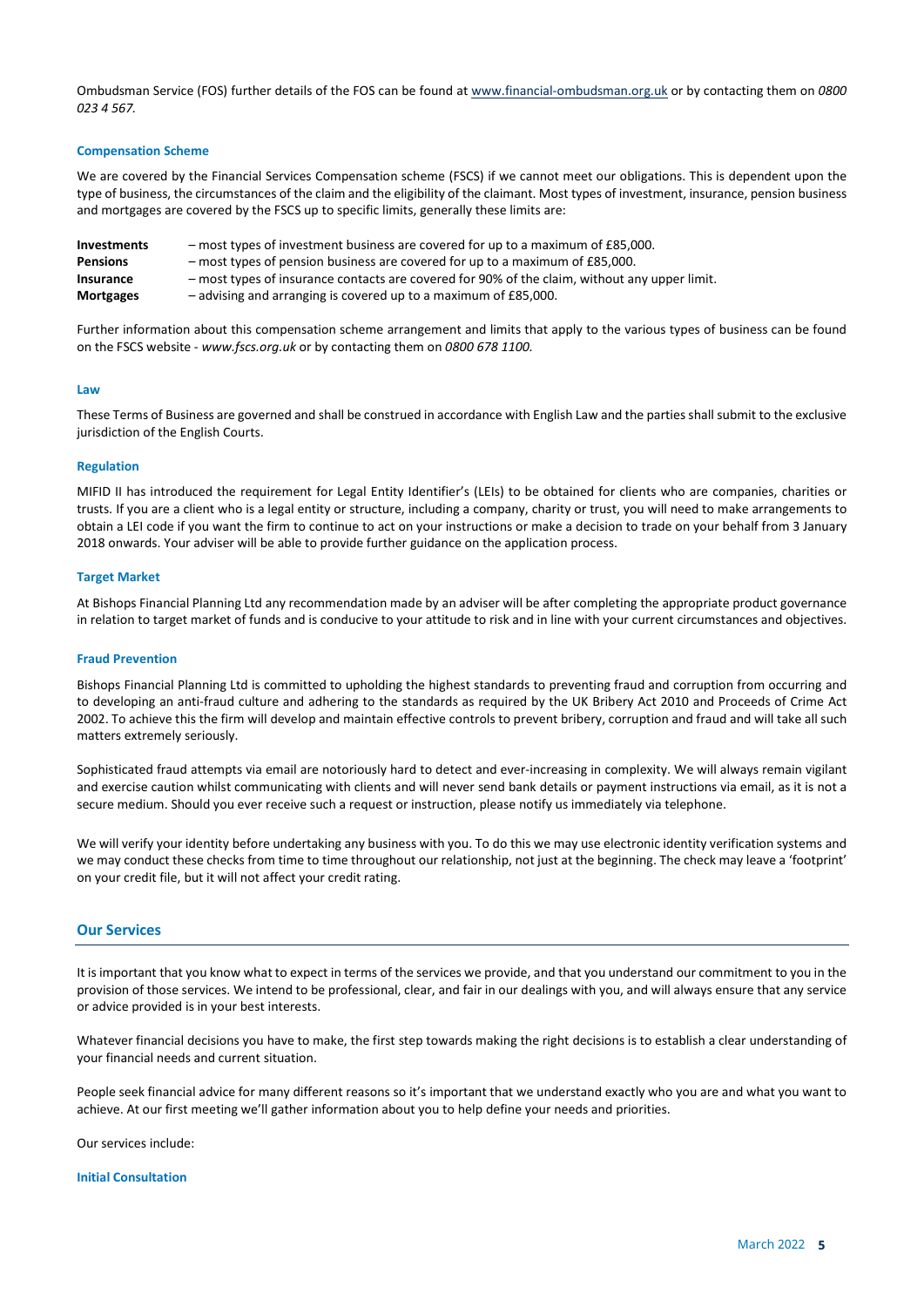Ombudsman Service (FOS) further details of the FOS can be found at [www.financial-ombudsman.org.uk](http://www.financial-ombudsman.org.uk) or by contacting them on *0800 023 4 567.*

### Compensation Scheme

We are covered by the Financial Services Compensation scheme (FSCS) if we cannot meet our obligations. This is dependent upon the type of business, the circumstances of the claim and the eligibility of the claimant. Most types of investment, insurance, pension business and mortgages are covered by the FSCS up to specific limits, generally these limits are:

| | |
|---|---|
| **Investments** | – most types of investment business are covered for up to a maximum of £85,000. |
| **Pensions** | – most types of pension business are covered for up to a maximum of £85,000. |
| **Insurance** | – most types of insurance contacts are covered for 90% of the claim, without any upper limit. |
| **Mortgages** | – advising and arranging is covered up to a maximum of £85,000. |

Further information about this compensation scheme arrangement and limits that apply to the various types of business can be found on the FSCS website - *www.fscs.org.uk* or by contacting them on *0800 678 1100.*

### Law

These Terms of Business are governed and shall be construed in accordance with English Law and the parties shall submit to the exclusive jurisdiction of the English Courts.

### Regulation

MIFID II has introduced the requirement for Legal Entity Identifier's (LEIs) to be obtained for clients who are companies, charities or trusts. If you are a client who is a legal entity or structure, including a company, charity or trust, you will need to make arrangements to obtain a LEI code if you want the firm to continue to act on your instructions or make a decision to trade on your behalf from 3 January 2018 onwards. Your adviser will be able to provide further guidance on the application process.

### Target Market

At Bishops Financial Planning Ltd any recommendation made by an adviser will be after completing the appropriate product governance in relation to target market of funds and is conducive to your attitude to risk and in line with your current circumstances and objectives.

### Fraud Prevention

Bishops Financial Planning Ltd is committed to upholding the highest standards to preventing fraud and corruption from occurring and to developing an anti-fraud culture and adhering to the standards as required by the UK Bribery Act 2010 and Proceeds of Crime Act 2002. To achieve this the firm will develop and maintain effective controls to prevent bribery, corruption and fraud and will take all such matters extremely seriously.

Sophisticated fraud attempts via email are notoriously hard to detect and ever-increasing in complexity. We will always remain vigilant and exercise caution whilst communicating with clients and will never send bank details or payment instructions via email, as it is not a secure medium. Should you ever receive such a request or instruction, please notify us immediately via telephone.

We will verify your identity before undertaking any business with you. To do this we may use electronic identity verification systems and we may conduct these checks from time to time throughout our relationship, not just at the beginning. The check may leave a 'footprint' on your credit file, but it will not affect your credit rating.

## Our Services

It is important that you know what to expect in terms of the services we provide, and that you understand our commitment to you in the provision of those services. We intend to be professional, clear, and fair in our dealings with you, and will always ensure that any service or advice provided is in your best interests.

Whatever financial decisions you have to make, the first step towards making the right decisions is to establish a clear understanding of your financial needs and current situation.

People seek financial advice for many different reasons so it's important that we understand exactly who you are and what you want to achieve. At our first meeting we'll gather information about you to help define your needs and priorities.

Our services include:

### Initial Consultation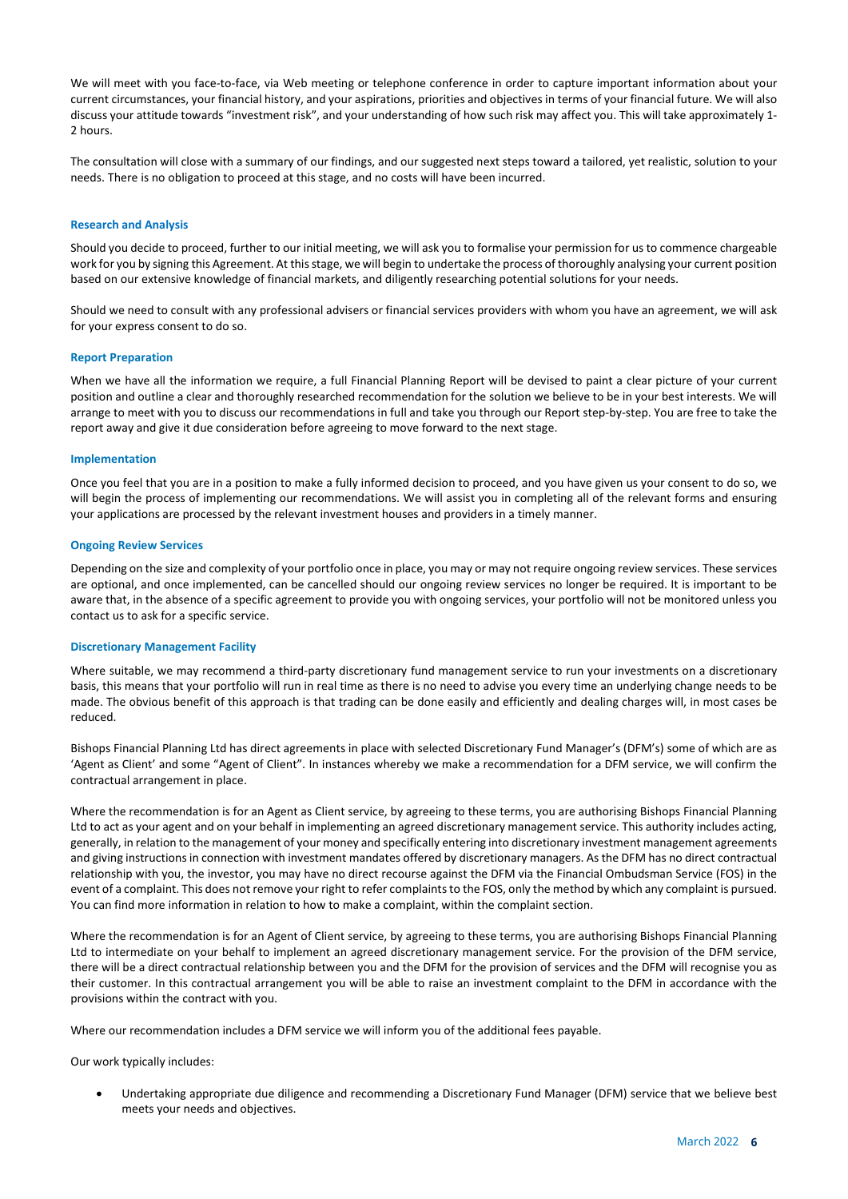We will meet with you face-to-face, via Web meeting or telephone conference in order to capture important information about your current circumstances, your financial history, and your aspirations, priorities and objectives in terms of your financial future. We will also discuss your attitude towards "investment risk", and your understanding of how such risk may affect you. This will take approximately 1-2 hours.

The consultation will close with a summary of our findings, and our suggested next steps toward a tailored, yet realistic, solution to your needs. There is no obligation to proceed at this stage, and no costs will have been incurred.

### Research and Analysis

Should you decide to proceed, further to our initial meeting, we will ask you to formalise your permission for us to commence chargeable work for you by signing this Agreement. At this stage, we will begin to undertake the process of thoroughly analysing your current position based on our extensive knowledge of financial markets, and diligently researching potential solutions for your needs.

Should we need to consult with any professional advisers or financial services providers with whom you have an agreement, we will ask for your express consent to do so.

### Report Preparation

When we have all the information we require, a full Financial Planning Report will be devised to paint a clear picture of your current position and outline a clear and thoroughly researched recommendation for the solution we believe to be in your best interests. We will arrange to meet with you to discuss our recommendations in full and take you through our Report step-by-step. You are free to take the report away and give it due consideration before agreeing to move forward to the next stage.

### Implementation

Once you feel that you are in a position to make a fully informed decision to proceed, and you have given us your consent to do so, we will begin the process of implementing our recommendations. We will assist you in completing all of the relevant forms and ensuring your applications are processed by the relevant investment houses and providers in a timely manner.

### Ongoing Review Services

Depending on the size and complexity of your portfolio once in place, you may or may not require ongoing review services. These services are optional, and once implemented, can be cancelled should our ongoing review services no longer be required. It is important to be aware that, in the absence of a specific agreement to provide you with ongoing services, your portfolio will not be monitored unless you contact us to ask for a specific service.

### Discretionary Management Facility

Where suitable, we may recommend a third-party discretionary fund management service to run your investments on a discretionary basis, this means that your portfolio will run in real time as there is no need to advise you every time an underlying change needs to be made. The obvious benefit of this approach is that trading can be done easily and efficiently and dealing charges will, in most cases be reduced.

Bishops Financial Planning Ltd has direct agreements in place with selected Discretionary Fund Manager's (DFM's) some of which are as 'Agent as Client' and some "Agent of Client". In instances whereby we make a recommendation for a DFM service, we will confirm the contractual arrangement in place.

Where the recommendation is for an Agent as Client service, by agreeing to these terms, you are authorising Bishops Financial Planning Ltd to act as your agent and on your behalf in implementing an agreed discretionary management service. This authority includes acting, generally, in relation to the management of your money and specifically entering into discretionary investment management agreements and giving instructions in connection with investment mandates offered by discretionary managers. As the DFM has no direct contractual relationship with you, the investor, you may have no direct recourse against the DFM via the Financial Ombudsman Service (FOS) in the event of a complaint. This does not remove your right to refer complaints to the FOS, only the method by which any complaint is pursued. You can find more information in relation to how to make a complaint, within the complaint section.

Where the recommendation is for an Agent of Client service, by agreeing to these terms, you are authorising Bishops Financial Planning Ltd to intermediate on your behalf to implement an agreed discretionary management service. For the provision of the DFM service, there will be a direct contractual relationship between you and the DFM for the provision of services and the DFM will recognise you as their customer. In this contractual arrangement you will be able to raise an investment complaint to the DFM in accordance with the provisions within the contract with you.

Where our recommendation includes a DFM service we will inform you of the additional fees payable.

Our work typically includes:

- Undertaking appropriate due diligence and recommending a Discretionary Fund Manager (DFM) service that we believe best meets your needs and objectives.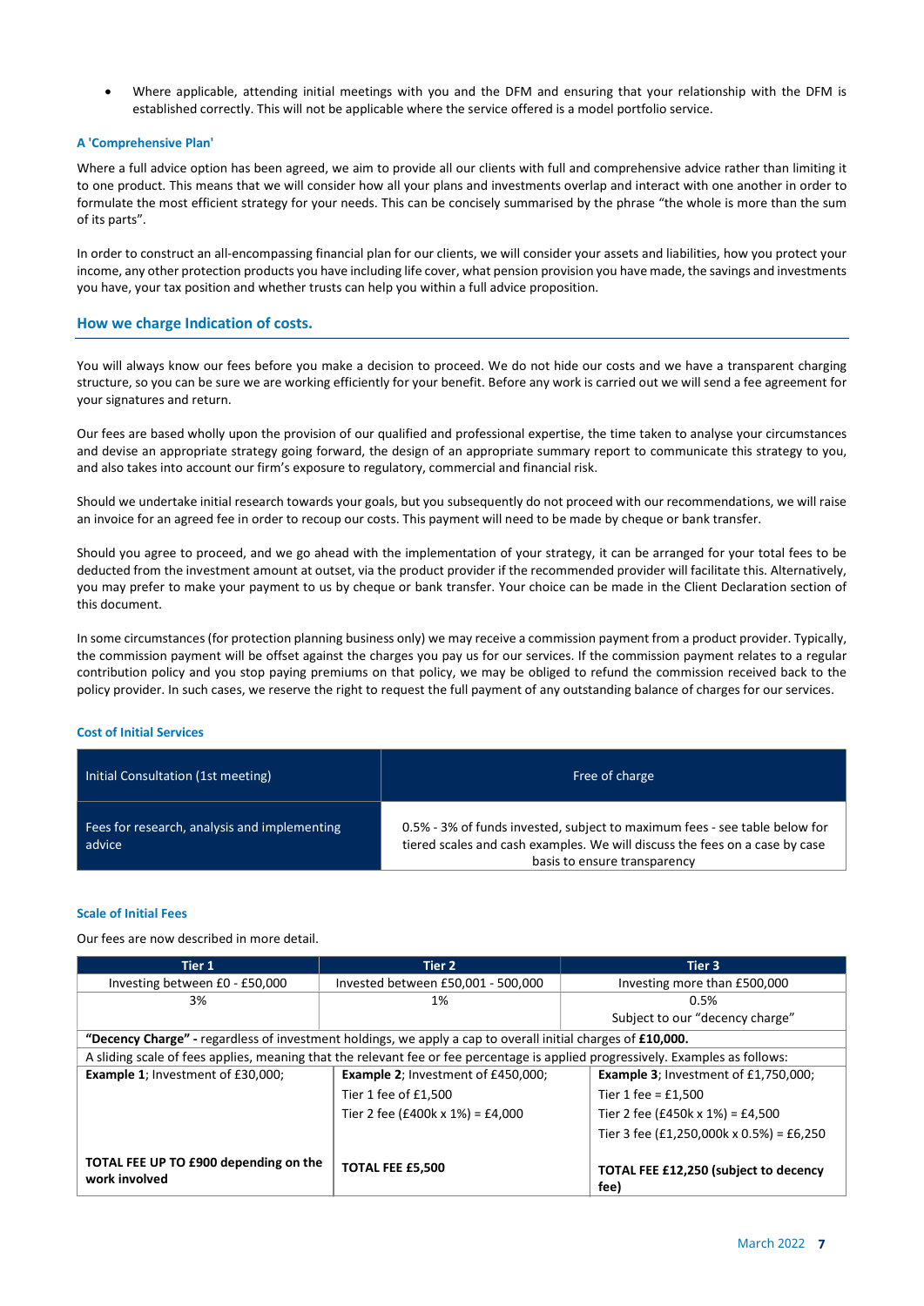- Where applicable, attending initial meetings with you and the DFM and ensuring that your relationship with the DFM is established correctly. This will not be applicable where the service offered is a model portfolio service.

### A 'Comprehensive Plan'

Where a full advice option has been agreed, we aim to provide all our clients with full and comprehensive advice rather than limiting it to one product. This means that we will consider how all your plans and investments overlap and interact with one another in order to formulate the most efficient strategy for your needs. This can be concisely summarised by the phrase "the whole is more than the sum of its parts".

In order to construct an all-encompassing financial plan for our clients, we will consider your assets and liabilities, how you protect your income, any other protection products you have including life cover, what pension provision you have made, the savings and investments you have, your tax position and whether trusts can help you within a full advice proposition.

## How we charge Indication of costs.

You will always know our fees before you make a decision to proceed. We do not hide our costs and we have a transparent charging structure, so you can be sure we are working efficiently for your benefit. Before any work is carried out we will send a fee agreement for your signatures and return.

Our fees are based wholly upon the provision of our qualified and professional expertise, the time taken to analyse your circumstances and devise an appropriate strategy going forward, the design of an appropriate summary report to communicate this strategy to you, and also takes into account our firm's exposure to regulatory, commercial and financial risk.

Should we undertake initial research towards your goals, but you subsequently do not proceed with our recommendations, we will raise an invoice for an agreed fee in order to recoup our costs. This payment will need to be made by cheque or bank transfer.

Should you agree to proceed, and we go ahead with the implementation of your strategy, it can be arranged for your total fees to be deducted from the investment amount at outset, via the product provider if the recommended provider will facilitate this. Alternatively, you may prefer to make your payment to us by cheque or bank transfer. Your choice can be made in the Client Declaration section of this document.

In some circumstances (for protection planning business only) we may receive a commission payment from a product provider. Typically, the commission payment will be offset against the charges you pay us for our services. If the commission payment relates to a regular contribution policy and you stop paying premiums on that policy, we may be obliged to refund the commission received back to the policy provider. In such cases, we reserve the right to request the full payment of any outstanding balance of charges for our services.

### Cost of Initial Services

| | |
|---|---|
| Initial Consultation (1st meeting) | Free of charge |
| Fees for research, analysis and implementing advice | 0.5% - 3% of funds invested, subject to maximum fees - see table below for tiered scales and cash examples. We will discuss the fees on a case by case basis to ensure transparency |

### Scale of Initial Fees

Our fees are now described in more detail.

| Tier 1 | Tier 2 | Tier 3 |
|---|---|---|
| Investing between £0 - £50,000 | Invested between £50,001 - 500,000 | Investing more than £500,000 |
| 3% | 1% | 0.5%<br>Subject to our "decency charge" |
| **"Decency Charge"** - regardless of investment holdings, we apply a cap to overall initial charges of **£10,000.** | | |
| A sliding scale of fees applies, meaning that the relevant fee or fee percentage is applied progressively. Examples as follows: | | |
| **Example 1**; Investment of £30,000; | **Example 2**; Investment of £450,000;<br>Tier 1 fee of £1,500<br>Tier 2 fee (£400k x 1%) = £4,000 | **Example 3**; Investment of £1,750,000;<br>Tier 1 fee = £1,500<br>Tier 2 fee (£450k x 1%) = £4,500<br>Tier 3 fee (£1,250,000k x 0.5%) = £6,250 |
| **TOTAL FEE UP TO £900 depending on the work involved** | **TOTAL FEE £5,500** | **TOTAL FEE £12,250 (subject to decency fee)** |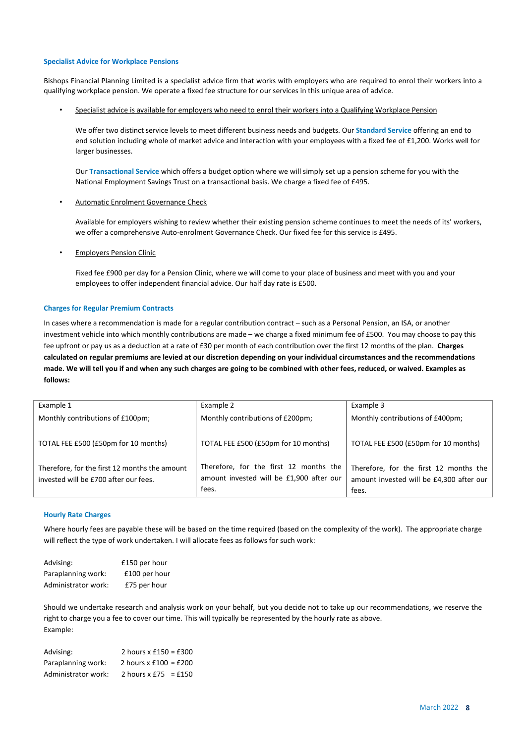### Specialist Advice for Workplace Pensions

Bishops Financial Planning Limited is a specialist advice firm that works with employers who are required to enrol their workers into a qualifying workplace pension. We operate a fixed fee structure for our services in this unique area of advice.

- Specialist advice is available for employers who need to enrol their workers into a Qualifying Workplace Pension

  We offer two distinct service levels to meet different business needs and budgets. Our **Standard Service** offering an end to end solution including whole of market advice and interaction with your employees with a fixed fee of £1,200. Works well for larger businesses.

  Our **Transactional Service** which offers a budget option where we will simply set up a pension scheme for you with the National Employment Savings Trust on a transactional basis. We charge a fixed fee of £495.

- Automatic Enrolment Governance Check

  Available for employers wishing to review whether their existing pension scheme continues to meet the needs of its' workers, we offer a comprehensive Auto-enrolment Governance Check. Our fixed fee for this service is £495.

- Employers Pension Clinic

  Fixed fee £900 per day for a Pension Clinic, where we will come to your place of business and meet with you and your employees to offer independent financial advice. Our half day rate is £500.

### Charges for Regular Premium Contracts

In cases where a recommendation is made for a regular contribution contract – such as a Personal Pension, an ISA, or another investment vehicle into which monthly contributions are made – we charge a fixed minimum fee of £500. You may choose to pay this fee upfront or pay us as a deduction at a rate of £30 per month of each contribution over the first 12 months of the plan. **Charges calculated on regular premiums are levied at our discretion depending on your individual circumstances and the recommendations made. We will tell you if and when any such charges are going to be combined with other fees, reduced, or waived. Examples as follows:**

| Example 1 | Example 2 | Example 3 |
|---|---|---|
| Monthly contributions of £100pm; | Monthly contributions of £200pm; | Monthly contributions of £400pm; |
| TOTAL FEE £500 (£50pm for 10 months) | TOTAL FEE £500 (£50pm for 10 months) | TOTAL FEE £500 (£50pm for 10 months) |
| Therefore, for the first 12 months the amount invested will be £700 after our fees. | Therefore, for the first 12 months the amount invested will be £1,900 after our fees. | Therefore, for the first 12 months the amount invested will be £4,300 after our fees. |

### Hourly Rate Charges

Where hourly fees are payable these will be based on the time required (based on the complexity of the work). The appropriate charge will reflect the type of work undertaken. I will allocate fees as follows for such work:

Advising: £150 per hour
Paraplanning work: £100 per hour
Administrator work: £75 per hour

Should we undertake research and analysis work on your behalf, but you decide not to take up our recommendations, we reserve the right to charge you a fee to cover our time. This will typically be represented by the hourly rate as above.
Example:

Advising: 2 hours x £150 = £300
Paraplanning work: 2 hours x £100 = £200
Administrator work: 2 hours x £75 = £150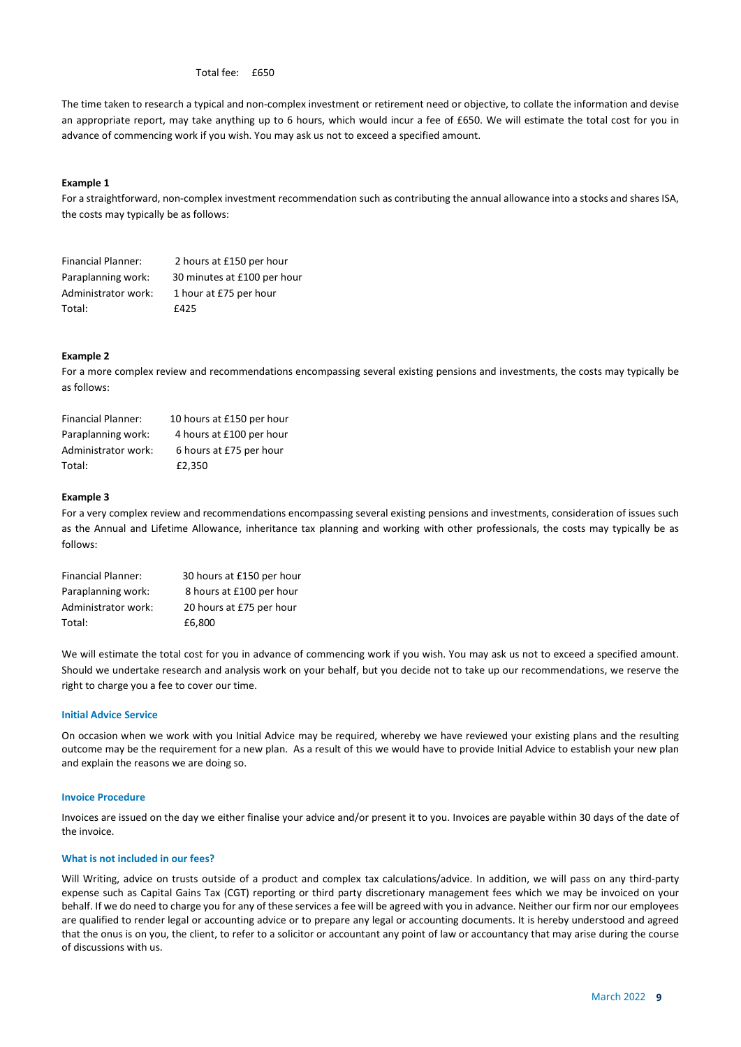Total fee: £650

The time taken to research a typical and non-complex investment or retirement need or objective, to collate the information and devise an appropriate report, may take anything up to 6 hours, which would incur a fee of £650. We will estimate the total cost for you in advance of commencing work if you wish. You may ask us not to exceed a specified amount.

**Example 1**

For a straightforward, non-complex investment recommendation such as contributing the annual allowance into a stocks and shares ISA, the costs may typically be as follows:

| | |
|---|---|
| Financial Planner: | 2 hours at £150 per hour |
| Paraplanning work: | 30 minutes at £100 per hour |
| Administrator work: | 1 hour at £75 per hour |
| Total: | £425 |

**Example 2**

For a more complex review and recommendations encompassing several existing pensions and investments, the costs may typically be as follows:

| | |
|---|---|
| Financial Planner: | 10 hours at £150 per hour |
| Paraplanning work: | 4 hours at £100 per hour |
| Administrator work: | 6 hours at £75 per hour |
| Total: | £2,350 |

**Example 3**

For a very complex review and recommendations encompassing several existing pensions and investments, consideration of issues such as the Annual and Lifetime Allowance, inheritance tax planning and working with other professionals, the costs may typically be as follows:

| | |
|---|---|
| Financial Planner: | 30 hours at £150 per hour |
| Paraplanning work: | 8 hours at £100 per hour |
| Administrator work: | 20 hours at £75 per hour |
| Total: | £6,800 |

We will estimate the total cost for you in advance of commencing work if you wish. You may ask us not to exceed a specified amount. Should we undertake research and analysis work on your behalf, but you decide not to take up our recommendations, we reserve the right to charge you a fee to cover our time.

### Initial Advice Service

On occasion when we work with you Initial Advice may be required, whereby we have reviewed your existing plans and the resulting outcome may be the requirement for a new plan. As a result of this we would have to provide Initial Advice to establish your new plan and explain the reasons we are doing so.

### Invoice Procedure

Invoices are issued on the day we either finalise your advice and/or present it to you. Invoices are payable within 30 days of the date of the invoice.

### What is not included in our fees?

Will Writing, advice on trusts outside of a product and complex tax calculations/advice. In addition, we will pass on any third-party expense such as Capital Gains Tax (CGT) reporting or third party discretionary management fees which we may be invoiced on your behalf. If we do need to charge you for any of these services a fee will be agreed with you in advance. Neither our firm nor our employees are qualified to render legal or accounting advice or to prepare any legal or accounting documents. It is hereby understood and agreed that the onus is on you, the client, to refer to a solicitor or accountant any point of law or accountancy that may arise during the course of discussions with us.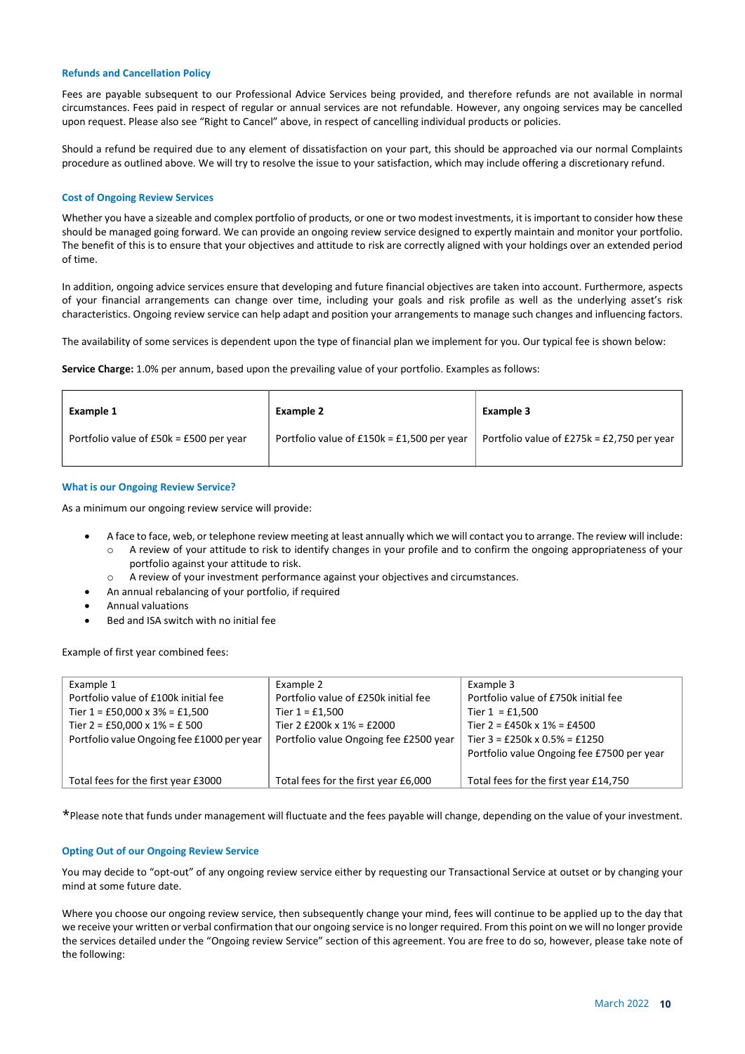### Refunds and Cancellation Policy

Fees are payable subsequent to our Professional Advice Services being provided, and therefore refunds are not available in normal circumstances. Fees paid in respect of regular or annual services are not refundable. However, any ongoing services may be cancelled upon request. Please also see "Right to Cancel" above, in respect of cancelling individual products or policies.

Should a refund be required due to any element of dissatisfaction on your part, this should be approached via our normal Complaints procedure as outlined above. We will try to resolve the issue to your satisfaction, which may include offering a discretionary refund.

### Cost of Ongoing Review Services

Whether you have a sizeable and complex portfolio of products, or one or two modest investments, it is important to consider how these should be managed going forward. We can provide an ongoing review service designed to expertly maintain and monitor your portfolio. The benefit of this is to ensure that your objectives and attitude to risk are correctly aligned with your holdings over an extended period of time.

In addition, ongoing advice services ensure that developing and future financial objectives are taken into account. Furthermore, aspects of your financial arrangements can change over time, including your goals and risk profile as well as the underlying asset's risk characteristics. Ongoing review service can help adapt and position your arrangements to manage such changes and influencing factors.

The availability of some services is dependent upon the type of financial plan we implement for you. Our typical fee is shown below:

**Service Charge:** 1.0% per annum, based upon the prevailing value of your portfolio. Examples as follows:

| **Example 1** | **Example 2** | **Example 3** |
|---|---|---|
| Portfolio value of £50k = £500 per year | Portfolio value of £150k = £1,500 per year | Portfolio value of £275k = £2,750 per year |

### What is our Ongoing Review Service?

As a minimum our ongoing review service will provide:

- A face to face, web, or telephone review meeting at least annually which we will contact you to arrange. The review will include:
  - A review of your attitude to risk to identify changes in your profile and to confirm the ongoing appropriateness of your portfolio against your attitude to risk.
  - A review of your investment performance against your objectives and circumstances.
- An annual rebalancing of your portfolio, if required
- Annual valuations
- Bed and ISA switch with no initial fee

Example of first year combined fees:

| Example 1 | Example 2 | Example 3 |
|---|---|---|
| Portfolio value of £100k initial fee<br>Tier 1 = £50,000 x 3% = £1,500<br>Tier 2 = £50,000 x 1% = £ 500<br>Portfolio value Ongoing fee £1000 per year | Portfolio value of £250k initial fee<br>Tier 1 = £1,500<br>Tier 2 £200k x 1% = £2000<br>Portfolio value Ongoing fee £2500 year | Portfolio value of £750k initial fee<br>Tier 1 = £1,500<br>Tier 2 = £450k x 1% = £4500<br>Tier 3 = £250k x 0.5% = £1250<br>Portfolio value Ongoing fee £7500 per year |
| Total fees for the first year £3000 | Total fees for the first year £6,000 | Total fees for the first year £14,750 |

*Please note that funds under management will fluctuate and the fees payable will change, depending on the value of your investment.

### Opting Out of our Ongoing Review Service

You may decide to "opt-out" of any ongoing review service either by requesting our Transactional Service at outset or by changing your mind at some future date.

Where you choose our ongoing review service, then subsequently change your mind, fees will continue to be applied up to the day that we receive your written or verbal confirmation that our ongoing service is no longer required. From this point on we will no longer provide the services detailed under the "Ongoing review Service" section of this agreement. You are free to do so, however, please take note of the following: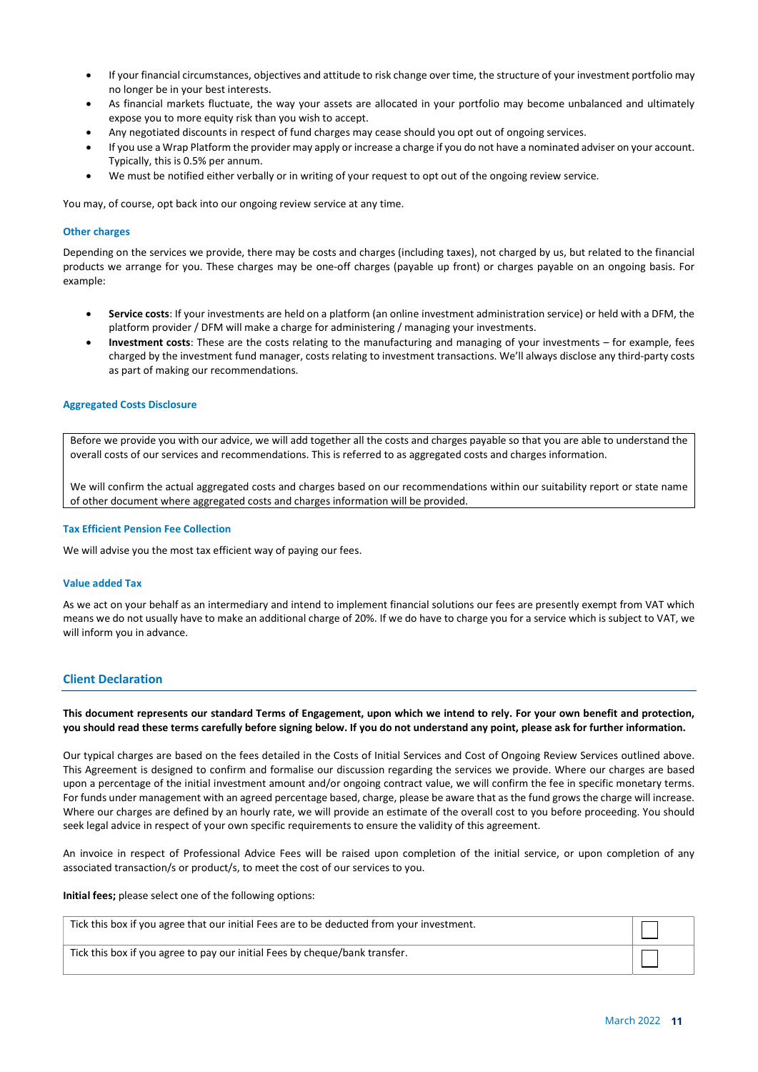- If your financial circumstances, objectives and attitude to risk change over time, the structure of your investment portfolio may no longer be in your best interests.
- As financial markets fluctuate, the way your assets are allocated in your portfolio may become unbalanced and ultimately expose you to more equity risk than you wish to accept.
- Any negotiated discounts in respect of fund charges may cease should you opt out of ongoing services.
- If you use a Wrap Platform the provider may apply or increase a charge if you do not have a nominated adviser on your account. Typically, this is 0.5% per annum.
- We must be notified either verbally or in writing of your request to opt out of the ongoing review service.

You may, of course, opt back into our ongoing review service at any time.

### Other charges

Depending on the services we provide, there may be costs and charges (including taxes), not charged by us, but related to the financial products we arrange for you. These charges may be one-off charges (payable up front) or charges payable on an ongoing basis. For example:

- **Service costs**: If your investments are held on a platform (an online investment administration service) or held with a DFM, the platform provider / DFM will make a charge for administering / managing your investments.
- **Investment costs**: These are the costs relating to the manufacturing and managing of your investments – for example, fees charged by the investment fund manager, costs relating to investment transactions. We'll always disclose any third-party costs as part of making our recommendations.

### Aggregated Costs Disclosure

Before we provide you with our advice, we will add together all the costs and charges payable so that you are able to understand the overall costs of our services and recommendations. This is referred to as aggregated costs and charges information.

We will confirm the actual aggregated costs and charges based on our recommendations within our suitability report or state name of other document where aggregated costs and charges information will be provided.

### Tax Efficient Pension Fee Collection

We will advise you the most tax efficient way of paying our fees.

### Value added Tax

As we act on your behalf as an intermediary and intend to implement financial solutions our fees are presently exempt from VAT which means we do not usually have to make an additional charge of 20%. If we do have to charge you for a service which is subject to VAT, we will inform you in advance.

## Client Declaration

**This document represents our standard Terms of Engagement, upon which we intend to rely. For your own benefit and protection, you should read these terms carefully before signing below. If you do not understand any point, please ask for further information.**

Our typical charges are based on the fees detailed in the Costs of Initial Services and Cost of Ongoing Review Services outlined above. This Agreement is designed to confirm and formalise our discussion regarding the services we provide. Where our charges are based upon a percentage of the initial investment amount and/or ongoing contract value, we will confirm the fee in specific monetary terms. For funds under management with an agreed percentage based, charge, please be aware that as the fund grows the charge will increase. Where our charges are defined by an hourly rate, we will provide an estimate of the overall cost to you before proceeding. You should seek legal advice in respect of your own specific requirements to ensure the validity of this agreement.

An invoice in respect of Professional Advice Fees will be raised upon completion of the initial service, or upon completion of any associated transaction/s or product/s, to meet the cost of our services to you.

**Initial fees;** please select one of the following options:

| | |
|---|---|
| Tick this box if you agree that our initial Fees are to be deducted from your investment. | ☐ |
| Tick this box if you agree to pay our initial Fees by cheque/bank transfer. | ☐ |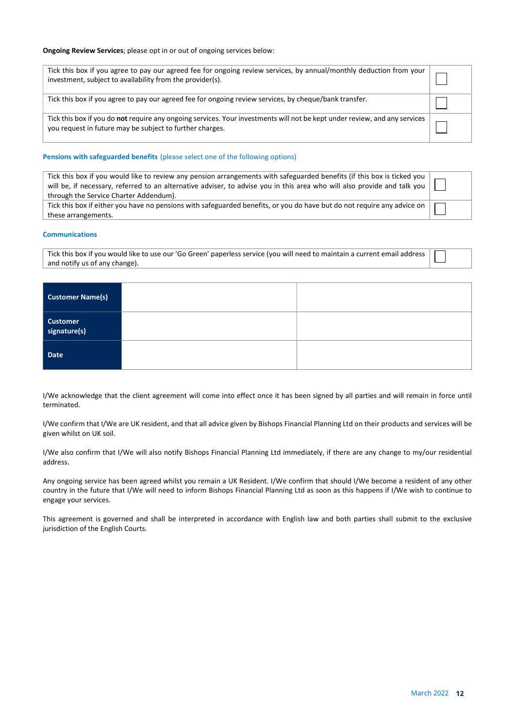**Ongoing Review Services**; please opt in or out of ongoing services below:

| | |
|---|---|
| Tick this box if you agree to pay our agreed fee for ongoing review services, by annual/monthly deduction from your investment, subject to availability from the provider(s). | ☐ |
| Tick this box if you agree to pay our agreed fee for ongoing review services, by cheque/bank transfer. | ☐ |
| Tick this box if you do **not** require any ongoing services. Your investments will not be kept under review, and any services you request in future may be subject to further charges. | ☐ |

**Pensions with safeguarded benefits** (please select one of the following options)

| | |
|---|---|
| Tick this box if you would like to review any pension arrangements with safeguarded benefits (if this box is ticked you will be, if necessary, referred to an alternative adviser, to advise you in this area who will also provide and talk you through the Service Charter Addendum). | ☐ |
| Tick this box if either you have no pensions with safeguarded benefits, or you do have but do not require any advice on these arrangements. | ☐ |

**Communications**

| | |
|---|---|
| Tick this box if you would like to use our 'Go Green' paperless service (you will need to maintain a current email address and notify us of any change). | ☐ |

| | | |
|---|---|---|
| **Customer Name(s)** | | |
| **Customer signature(s)** | | |
| **Date** | | |

I/We acknowledge that the client agreement will come into effect once it has been signed by all parties and will remain in force until terminated.

I/We confirm that I/We are UK resident, and that all advice given by Bishops Financial Planning Ltd on their products and services will be given whilst on UK soil.

I/We also confirm that I/We will also notify Bishops Financial Planning Ltd immediately, if there are any change to my/our residential address.

Any ongoing service has been agreed whilst you remain a UK Resident. I/We confirm that should I/We become a resident of any other country in the future that I/We will need to inform Bishops Financial Planning Ltd as soon as this happens if I/We wish to continue to engage your services.

This agreement is governed and shall be interpreted in accordance with English law and both parties shall submit to the exclusive jurisdiction of the English Courts.